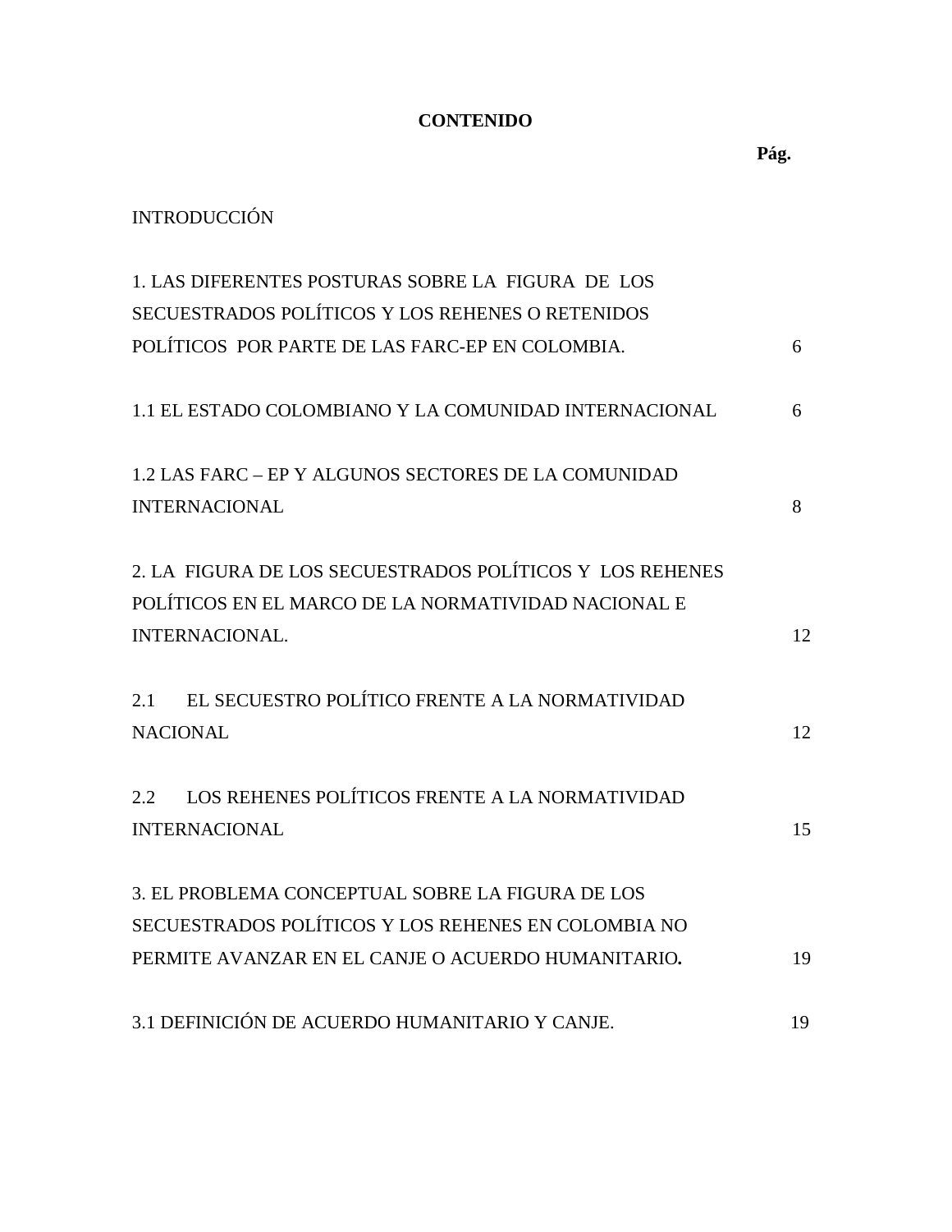# CONTENIDO

| | Pág. |
|---|---|
| INTRODUCCIÓN | |
| 1. LAS DIFERENTES POSTURAS SOBRE LA FIGURA DE LOS SECUESTRADOS POLÍTICOS Y LOS REHENES O RETENIDOS POLÍTICOS POR PARTE DE LAS FARC-EP EN COLOMBIA. | 6 |
| 1.1 EL ESTADO COLOMBIANO Y LA COMUNIDAD INTERNACIONAL | 6 |
| 1.2 LAS FARC – EP Y ALGUNOS SECTORES DE LA COMUNIDAD INTERNACIONAL | 8 |
| 2. LA FIGURA DE LOS SECUESTRADOS POLÍTICOS Y LOS REHENES POLÍTICOS EN EL MARCO DE LA NORMATIVIDAD NACIONAL E INTERNACIONAL. | 12 |
| 2.1 EL SECUESTRO POLÍTICO FRENTE A LA NORMATIVIDAD NACIONAL | 12 |
| 2.2 LOS REHENES POLÍTICOS FRENTE A LA NORMATIVIDAD INTERNACIONAL | 15 |
| 3. EL PROBLEMA CONCEPTUAL SOBRE LA FIGURA DE LOS SECUESTRADOS POLÍTICOS Y LOS REHENES EN COLOMBIA NO PERMITE AVANZAR EN EL CANJE O ACUERDO HUMANITARIO. | 19 |
| 3.1 DEFINICIÓN DE ACUERDO HUMANITARIO Y CANJE. | 19 |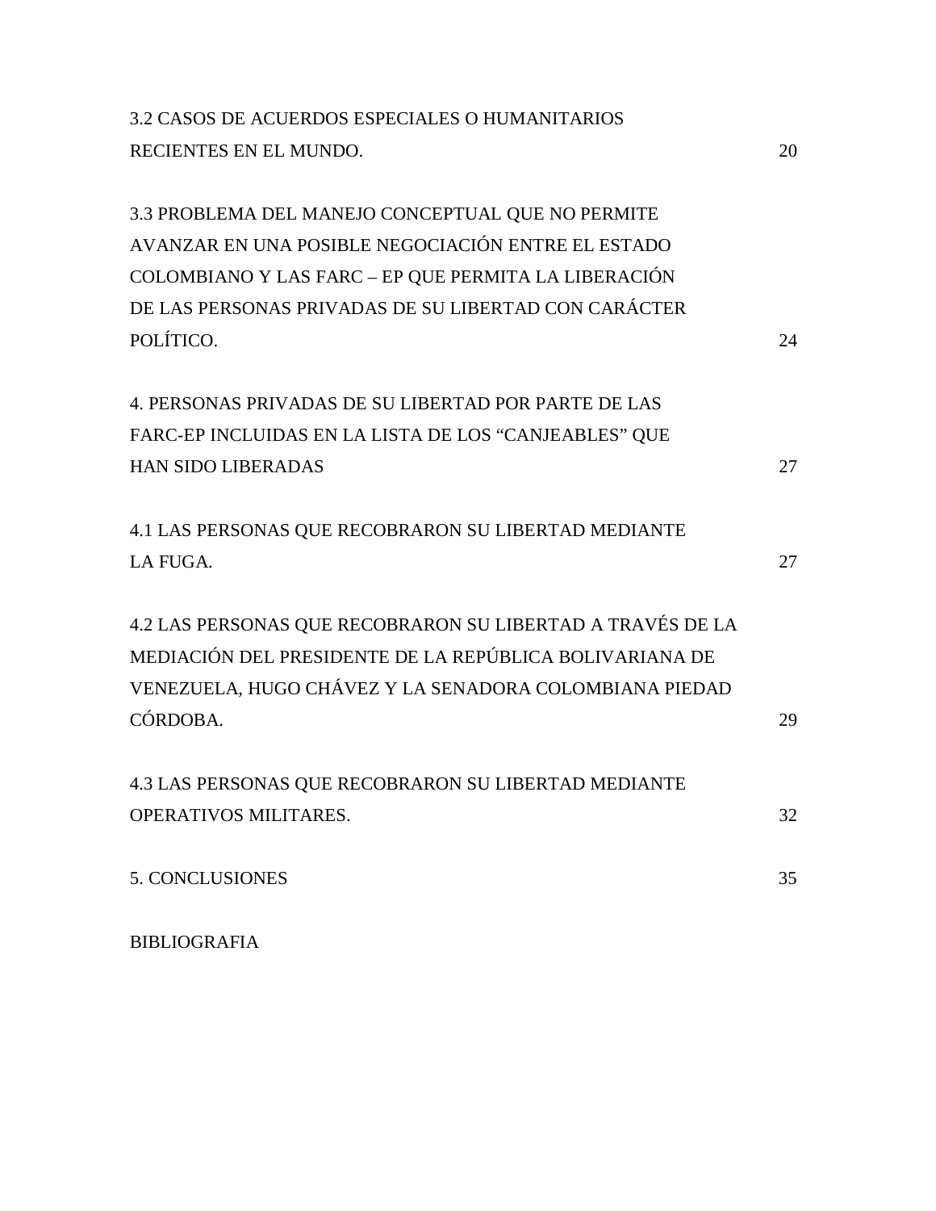3.2 CASOS DE ACUERDOS ESPECIALES O HUMANITARIOS RECIENTES EN EL MUNDO. 20

3.3 PROBLEMA DEL MANEJO CONCEPTUAL QUE NO PERMITE AVANZAR EN UNA POSIBLE NEGOCIACIÓN ENTRE EL ESTADO COLOMBIANO Y LAS FARC – EP QUE PERMITA LA LIBERACIÓN DE LAS PERSONAS PRIVADAS DE SU LIBERTAD CON CARÁCTER POLÍTICO. 24

4. PERSONAS PRIVADAS DE SU LIBERTAD POR PARTE DE LAS FARC-EP INCLUIDAS EN LA LISTA DE LOS “CANJEABLES” QUE HAN SIDO LIBERADAS 27

4.1 LAS PERSONAS QUE RECOBRARON SU LIBERTAD MEDIANTE LA FUGA. 27

4.2 LAS PERSONAS QUE RECOBRARON SU LIBERTAD A TRAVÉS DE LA MEDIACIÓN DEL PRESIDENTE DE LA REPÚBLICA BOLIVARIANA DE VENEZUELA, HUGO CHÁVEZ Y LA SENADORA COLOMBIANA PIEDAD CÓRDOBA. 29

4.3 LAS PERSONAS QUE RECOBRARON SU LIBERTAD MEDIANTE OPERATIVOS MILITARES. 32

5. CONCLUSIONES 35

BIBLIOGRAFIA